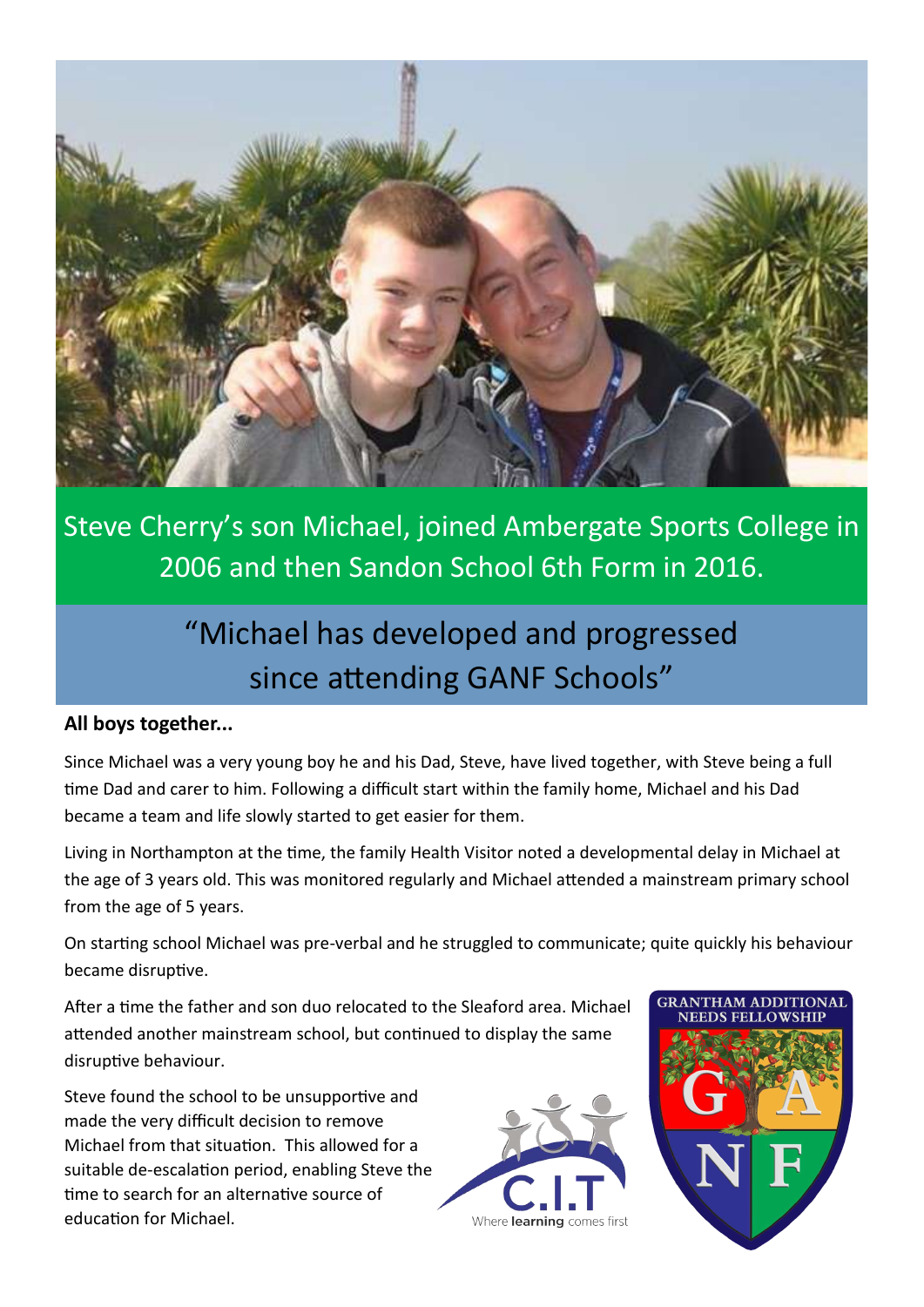Steve Cherry's son Michael, joined Ambergate Sports College in 2006 and then Sandon School 6th Form in 2016.

## "Michael has developed and progressed since attending GANF Schools"

**All boys together...**

Since Michael was a very young boy he and his Dad, Steve, have lived together, with Steve being a full time Dad and carer to him. Following a difficult start within the family home, Michael and his Dad became a team and life slowly started to get easier for them.

Living in Northampton at the time, the family Health Visitor noted a developmental delay in Michael at the age of 3 years old. This was monitored regularly and Michael attended a mainstream primary school from the age of 5 years.

On starting school Michael was pre-verbal and he struggled to communicate; quite quickly his behaviour became disruptive.

After a time the father and son duo relocated to the Sleaford area. Michael attended another mainstream school, but continued to display the same disruptive behaviour.

Steve found the school to be unsupportive and made the very difficult decision to remove Michael from that situation. This allowed for a suitable de-escalation period, enabling Steve the time to search for an alternative source of education for Michael.

C.I.T Where learning comes first

GRANTHAM ADDITIONAL NEEDS FELLOWSHIP

G A N F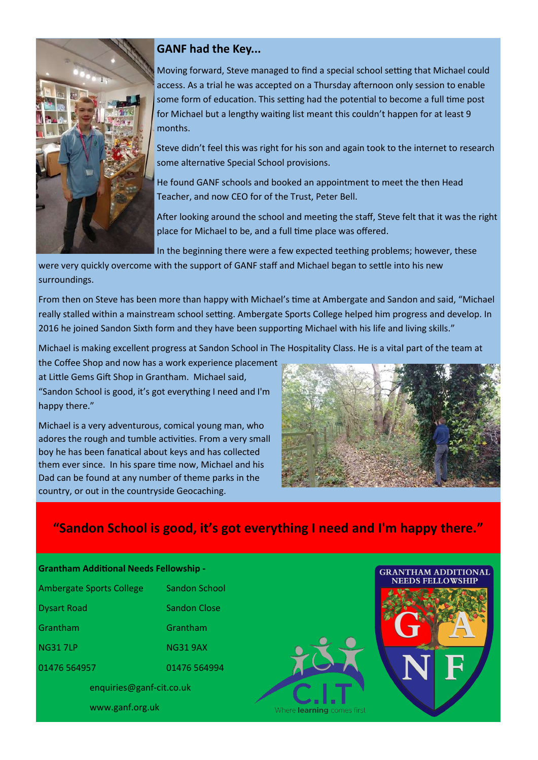## GANF had the Key...

Moving forward, Steve managed to find a special school setting that Michael could access. As a trial he was accepted on a Thursday afternoon only session to enable some form of education. This setting had the potential to become a full time post for Michael but a lengthy waiting list meant this couldn't happen for at least 9 months.

Steve didn't feel this was right for his son and again took to the internet to research some alternative Special School provisions.

He found GANF schools and booked an appointment to meet the then Head Teacher, and now CEO for of the Trust, Peter Bell.

After looking around the school and meeting the staff, Steve felt that it was the right place for Michael to be, and a full time place was offered.

In the beginning there were a few expected teething problems; however, these were very quickly overcome with the support of GANF staff and Michael began to settle into his new surroundings.

From then on Steve has been more than happy with Michael's time at Ambergate and Sandon and said, "Michael really stalled within a mainstream school setting. Ambergate Sports College helped him progress and develop. In 2016 he joined Sandon Sixth form and they have been supporting Michael with his life and living skills."

Michael is making excellent progress at Sandon School in The Hospitality Class. He is a vital part of the team at the Coffee Shop and now has a work experience placement at Little Gems Gift Shop in Grantham. Michael said, "Sandon School is good, it's got everything I need and I'm happy there."

Michael is a very adventurous, comical young man, who adores the rough and tumble activities. From a very small boy he has been fanatical about keys and has collected them ever since. In his spare time now, Michael and his Dad can be found at any number of theme parks in the country, or out in the countryside Geocaching.

**"Sandon School is good, it's got everything I need and I'm happy there."**

**Grantham Additional Needs Fellowship -**

| | |
|---|---|
| Ambergate Sports College | Sandon School |
| Dysart Road | Sandon Close |
| Grantham | Grantham |
| NG31 7LP | NG31 9AX |
| 01476 564957 | 01476 564994 |

enquiries@ganf-cit.co.uk

www.ganf.org.uk

C.I.T Where learning comes first

GRANTHAM ADDITIONAL NEEDS FELLOWSHIP